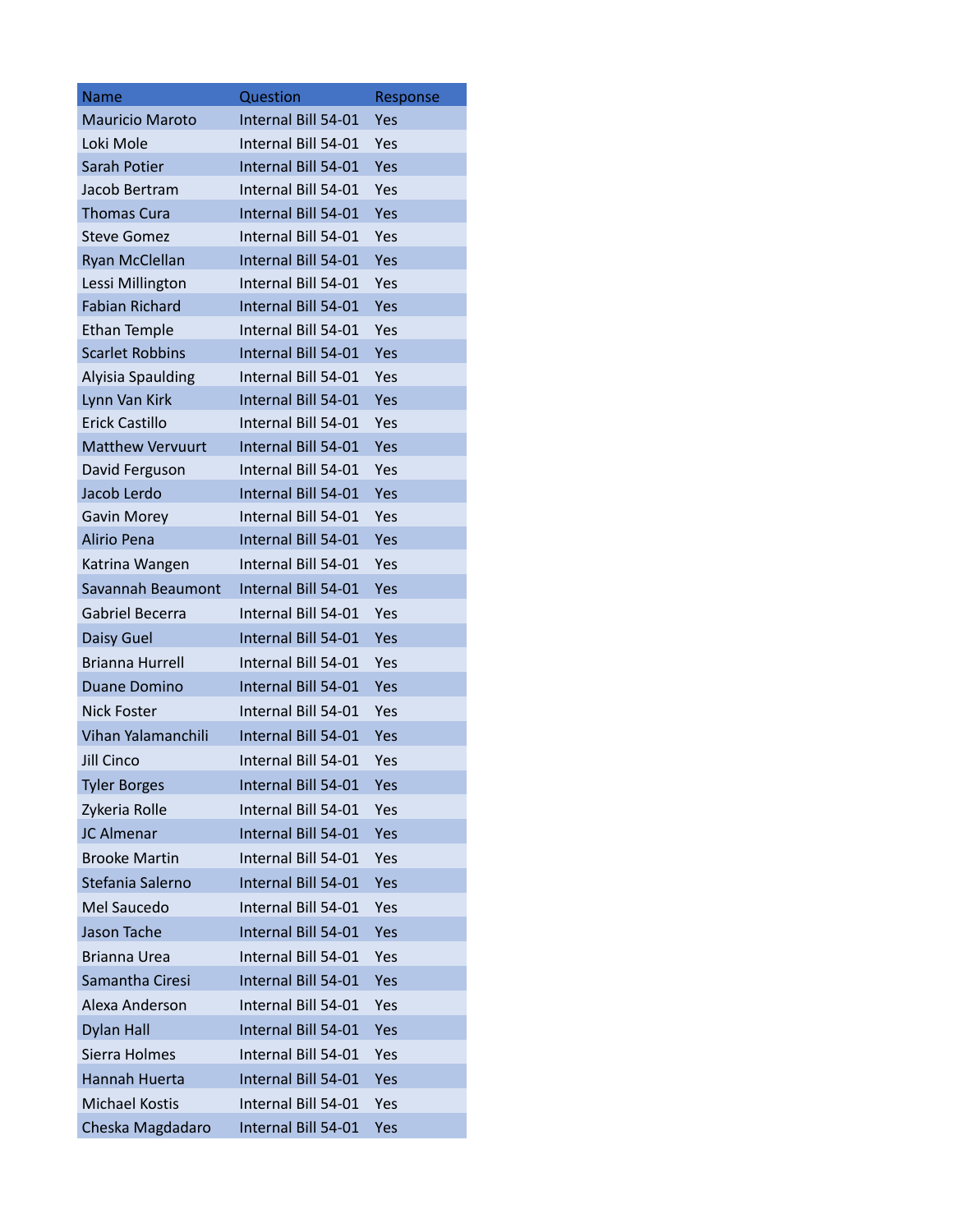| Name | Question | Response |
|---|---|---|
| Mauricio Maroto | Internal Bill 54-01 | Yes |
| Loki Mole | Internal Bill 54-01 | Yes |
| Sarah Potier | Internal Bill 54-01 | Yes |
| Jacob Bertram | Internal Bill 54-01 | Yes |
| Thomas Cura | Internal Bill 54-01 | Yes |
| Steve Gomez | Internal Bill 54-01 | Yes |
| Ryan McClellan | Internal Bill 54-01 | Yes |
| Lessi Millington | Internal Bill 54-01 | Yes |
| Fabian Richard | Internal Bill 54-01 | Yes |
| Ethan Temple | Internal Bill 54-01 | Yes |
| Scarlet Robbins | Internal Bill 54-01 | Yes |
| Alyisia Spaulding | Internal Bill 54-01 | Yes |
| Lynn Van Kirk | Internal Bill 54-01 | Yes |
| Erick Castillo | Internal Bill 54-01 | Yes |
| Matthew Vervuurt | Internal Bill 54-01 | Yes |
| David Ferguson | Internal Bill 54-01 | Yes |
| Jacob Lerdo | Internal Bill 54-01 | Yes |
| Gavin Morey | Internal Bill 54-01 | Yes |
| Alirio Pena | Internal Bill 54-01 | Yes |
| Katrina Wangen | Internal Bill 54-01 | Yes |
| Savannah Beaumont | Internal Bill 54-01 | Yes |
| Gabriel Becerra | Internal Bill 54-01 | Yes |
| Daisy Guel | Internal Bill 54-01 | Yes |
| Brianna Hurrell | Internal Bill 54-01 | Yes |
| Duane Domino | Internal Bill 54-01 | Yes |
| Nick Foster | Internal Bill 54-01 | Yes |
| Vihan Yalamanchili | Internal Bill 54-01 | Yes |
| Jill Cinco | Internal Bill 54-01 | Yes |
| Tyler Borges | Internal Bill 54-01 | Yes |
| Zykeria Rolle | Internal Bill 54-01 | Yes |
| JC Almenar | Internal Bill 54-01 | Yes |
| Brooke Martin | Internal Bill 54-01 | Yes |
| Stefania Salerno | Internal Bill 54-01 | Yes |
| Mel Saucedo | Internal Bill 54-01 | Yes |
| Jason Tache | Internal Bill 54-01 | Yes |
| Brianna Urea | Internal Bill 54-01 | Yes |
| Samantha Ciresi | Internal Bill 54-01 | Yes |
| Alexa Anderson | Internal Bill 54-01 | Yes |
| Dylan Hall | Internal Bill 54-01 | Yes |
| Sierra Holmes | Internal Bill 54-01 | Yes |
| Hannah Huerta | Internal Bill 54-01 | Yes |
| Michael Kostis | Internal Bill 54-01 | Yes |
| Cheska Magdadaro | Internal Bill 54-01 | Yes |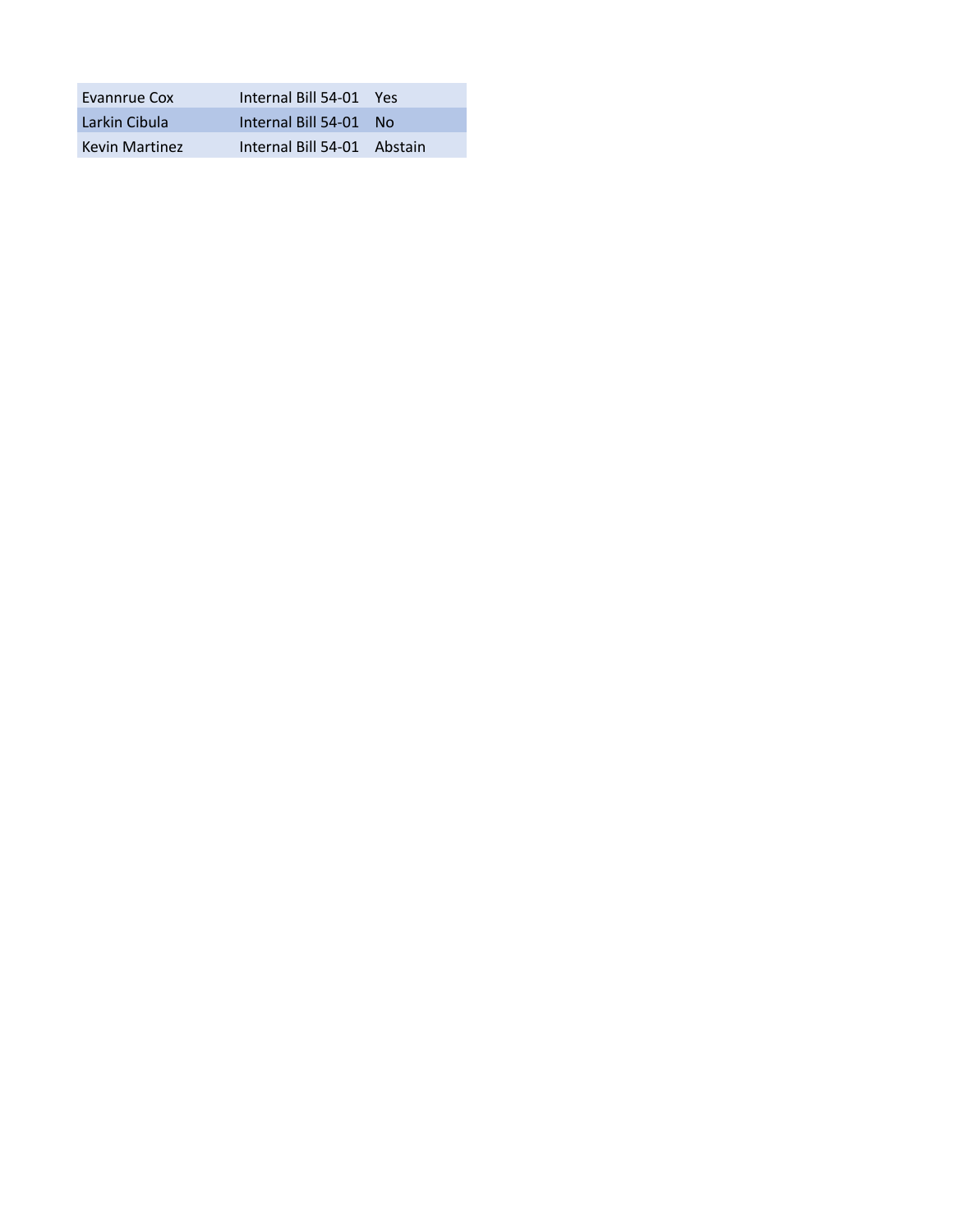| | | |
|---|---|---|
| Evannrue Cox | Internal Bill 54-01 | Yes |
| Larkin Cibula | Internal Bill 54-01 | No |
| Kevin Martinez | Internal Bill 54-01 | Abstain |